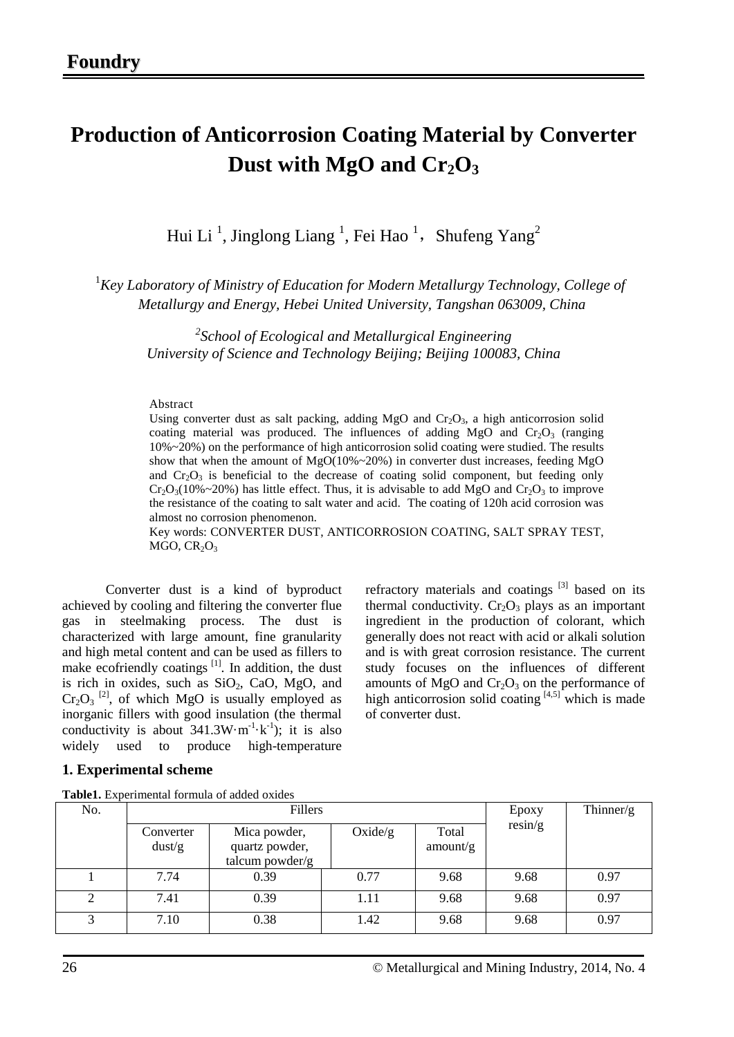# Production of Anticorrosion Coating Material by Converter Dust with MgO and $Cr_2O_3$

Hui Li [1], Jinglong Liang [1], Fei Hao [1], Shufeng Yang[2]

[1]*Key Laboratory of Ministry of Education for Modern Metallurgy Technology, College of Metallurgy and Energy, Hebei United University, Tangshan 063009, China*

[2]*School of Ecological and Metallurgical Engineering University of Science and Technology Beijing; Beijing 100083, China*

Abstract

Using converter dust as salt packing, adding MgO and $Cr_2O_3$, a high anticorrosion solid coating material was produced. The influences of adding MgO and $Cr_2O_3$ (ranging 10%~20%) on the performance of high anticorrosion solid coating were studied. The results show that when the amount of MgO(10%~20%) in converter dust increases, feeding MgO and $Cr_2O_3$ is beneficial to the decrease of coating solid component, but feeding only $Cr_2O_3$(10%~20%) has little effect. Thus, it is advisable to add MgO and $Cr_2O_3$ to improve the resistance of the coating to salt water and acid. The coating of 120h acid corrosion was almost no corrosion phenomenon.

Key words: CONVERTER DUST, ANTICORROSION COATING, SALT SPRAY TEST, MGO, $CR_2O_3$

Converter dust is a kind of byproduct achieved by cooling and filtering the converter flue gas in steelmaking process. The dust is characterized with large amount, fine granularity and high metal content and can be used as fillers to make ecofriendly coatings [1]. In addition, the dust is rich in oxides, such as $SiO_2$, CaO, MgO, and $Cr_2O_3$ [2], of which MgO is usually employed as inorganic fillers with good insulation (the thermal conductivity is about $341.3 W\cdot m^{-1}\cdot k^{-1}$); it is also widely used to produce high-temperature refractory materials and coatings [3] based on its thermal conductivity. $Cr_2O_3$ plays as an important ingredient in the production of colorant, which generally does not react with acid or alkali solution and is with great corrosion resistance. The current study focuses on the influences of different amounts of MgO and $Cr_2O_3$ on the performance of high anticorrosion solid coating [4,5] which is made of converter dust.

## 1. Experimental scheme

**Table1.** Experimental formula of added oxides

| No. | Fillers | | | | Epoxy resin/g | Thinner/g |
|---|---|---|---|---|---|---|
| | Converter dust/g | Mica powder, quartz powder, talcum powder/g | Oxide/g | Total amount/g | | |
| 1 | 7.74 | 0.39 | 0.77 | 9.68 | 9.68 | 0.97 |
| 2 | 7.41 | 0.39 | 1.11 | 9.68 | 9.68 | 0.97 |
| 3 | 7.10 | 0.38 | 1.42 | 9.68 | 9.68 | 0.97 |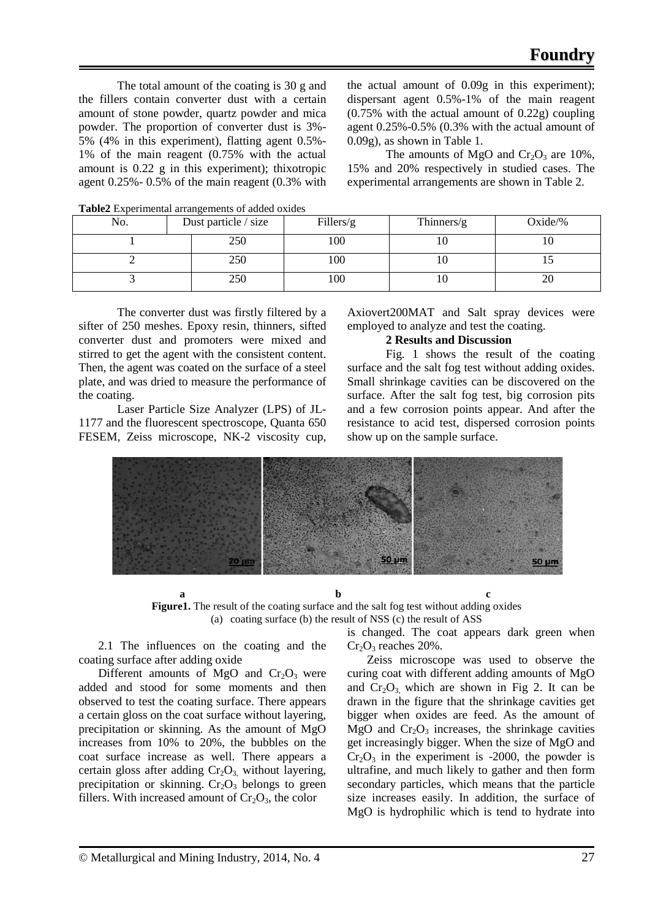The total amount of the coating is 30 g and the fillers contain converter dust with a certain amount of stone powder, quartz powder and mica powder. The proportion of converter dust is 3%-5% (4% in this experiment), flatting agent 0.5%-1% of the main reagent (0.75% with the actual amount is 0.22 g in this experiment); thixotropic agent 0.25%- 0.5% of the main reagent (0.3% with the actual amount of 0.09g in this experiment); dispersant agent 0.5%-1% of the main reagent (0.75% with the actual amount of 0.22g) coupling agent 0.25%-0.5% (0.3% with the actual amount of 0.09g), as shown in Table 1.

The amounts of MgO and $Cr_2O_3$ are 10%, 15% and 20% respectively in studied cases. The experimental arrangements are shown in Table 2.

**Table2** Experimental arrangements of added oxides

| No. | Dust particle / size | Fillers/g | Thinners/g | Oxide/% |
|---|---|---|---|---|
| 1 | 250 | 100 | 10 | 10 |
| 2 | 250 | 100 | 10 | 15 |
| 3 | 250 | 100 | 10 | 20 |

The converter dust was firstly filtered by a sifter of 250 meshes. Epoxy resin, thinners, sifted converter dust and promoters were mixed and stirred to get the agent with the consistent content. Then, the agent was coated on the surface of a steel plate, and was dried to measure the performance of the coating.

Laser Particle Size Analyzer (LPS) of JL-1177 and the fluorescent spectroscope, Quanta 650 FESEM, Zeiss microscope, NK-2 viscosity cup, Axiovert200MAT and Salt spray devices were employed to analyze and test the coating.

## 2 Results and Discussion

Fig. 1 shows the result of the coating surface and the salt fog test without adding oxides. Small shrinkage cavities can be discovered on the surface. After the salt fog test, big corrosion pits and a few corrosion points appear. And after the resistance to acid test, dispersed corrosion points show up on the sample surface.

a b c

**Figure1.** The result of the coating surface and the salt fog test without adding oxides
(a) coating surface (b) the result of NSS (c) the result of ASS

### 2.1 The influences on the coating and the coating surface after adding oxide

Different amounts of MgO and $Cr_2O_3$ were added and stood for some moments and then observed to test the coating surface. There appears a certain gloss on the coat surface without layering, precipitation or skinning. As the amount of MgO increases from 10% to 20%, the bubbles on the coat surface increase as well. There appears a certain gloss after adding $Cr_2O_3$, without layering, precipitation or skinning. $Cr_2O_3$ belongs to green fillers. With increased amount of $Cr_2O_3$, the color is changed. The coat appears dark green when $Cr_2O_3$ reaches 20%.

Zeiss microscope was used to observe the curing coat with different adding amounts of MgO and $Cr_2O_3$, which are shown in Fig 2. It can be drawn in the figure that the shrinkage cavities get bigger when oxides are feed. As the amount of MgO and $Cr_2O_3$ increases, the shrinkage cavities get increasingly bigger. When the size of MgO and $Cr_2O_3$ in the experiment is -2000, the powder is ultrafine, and much likely to gather and then form secondary particles, which means that the particle size increases easily. In addition, the surface of MgO is hydrophilic which is tend to hydrate into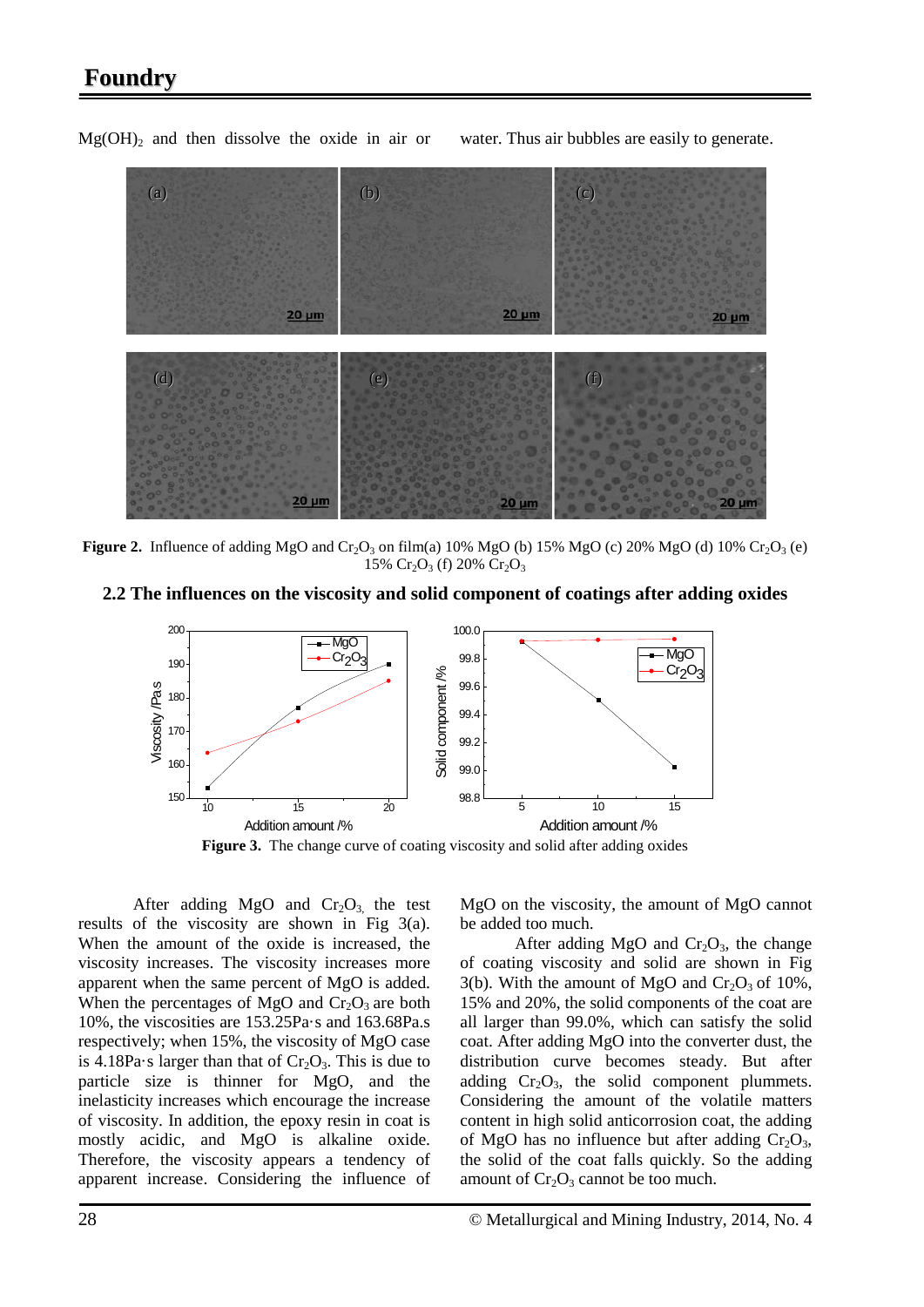$Mg(OH)_2$ and then dissolve the oxide in air or water. Thus air bubbles are easily to generate.

**Figure 2.** Influence of adding MgO and $Cr_2O_3$ on film(a) 10% MgO (b) 15% MgO (c) 20% MgO (d) 10% $Cr_2O_3$ (e) 15% $Cr_2O_3$ (f) 20% $Cr_2O_3$

## 2.2 The influences on the viscosity and solid component of coatings after adding oxides

**Figure 3.** The change curve of coating viscosity and solid after adding oxides

After adding MgO and $Cr_2O_3$, the test results of the viscosity are shown in Fig 3(a). When the amount of the oxide is increased, the viscosity increases. The viscosity increases more apparent when the same percent of MgO is added. When the percentages of MgO and $Cr_2O_3$ are both 10%, the viscosities are 153.25Pa·s and 163.68Pa.s respectively; when 15%, the viscosity of MgO case is 4.18Pa·s larger than that of $Cr_2O_3$. This is due to particle size is thinner for MgO, and the inelasticity increases which encourage the increase of viscosity. In addition, the epoxy resin in coat is mostly acidic, and MgO is alkaline oxide. Therefore, the viscosity appears a tendency of apparent increase. Considering the influence of MgO on the viscosity, the amount of MgO cannot be added too much.

After adding MgO and $Cr_2O_3$, the change of coating viscosity and solid are shown in Fig 3(b). With the amount of MgO and $Cr_2O_3$ of 10%, 15% and 20%, the solid components of the coat are all larger than 99.0%, which can satisfy the solid coat. After adding MgO into the converter dust, the distribution curve becomes steady. But after adding $Cr_2O_3$, the solid component plummets. Considering the amount of the volatile matters content in high solid anticorrosion coat, the adding of MgO has no influence but after adding $Cr_2O_3$, the solid of the coat falls quickly. So the adding amount of $Cr_2O_3$ cannot be too much.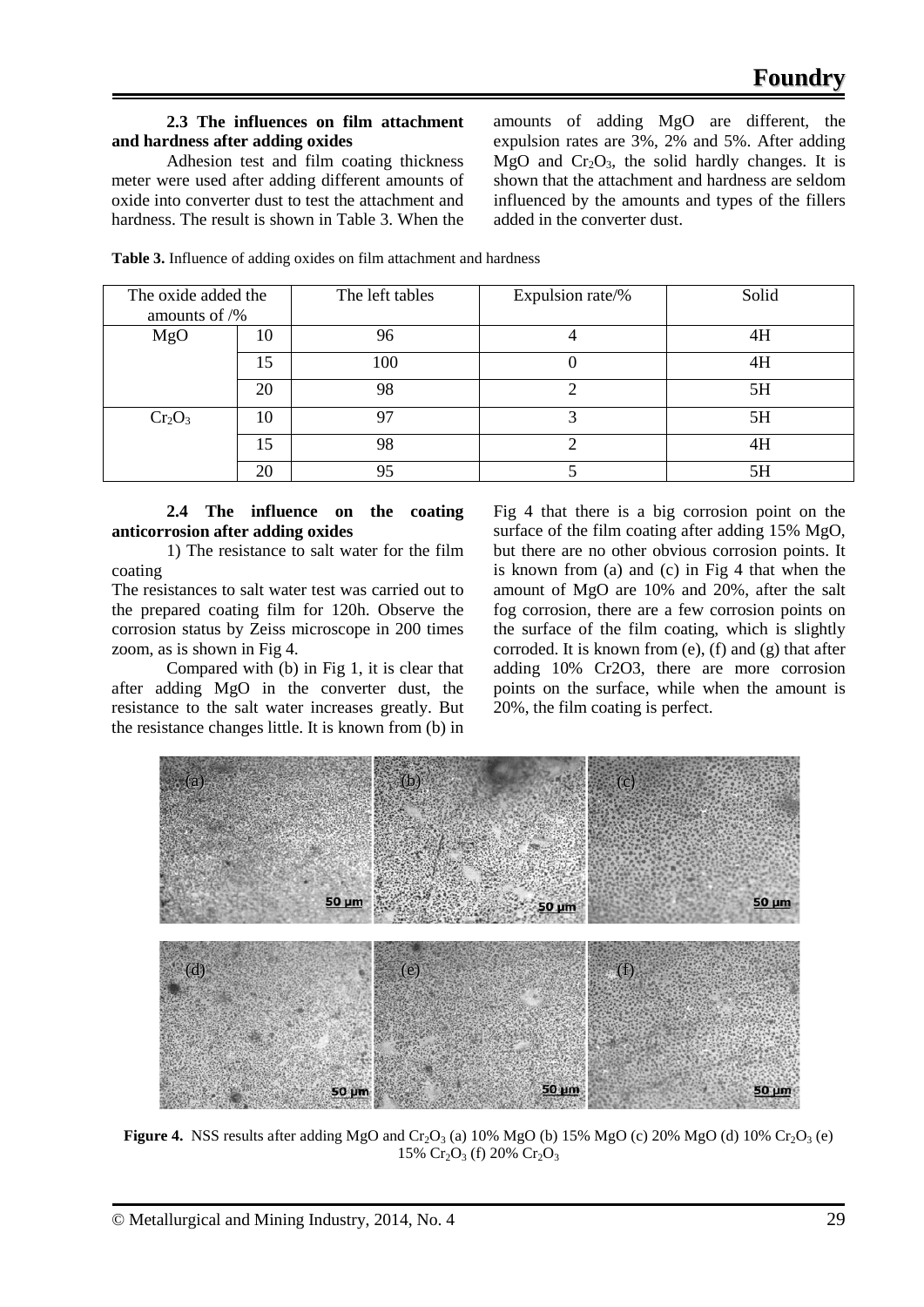**2.3 The influences on film attachment and hardness after adding oxides**

Adhesion test and film coating thickness meter were used after adding different amounts of oxide into converter dust to test the attachment and hardness. The result is shown in Table 3. When the amounts of adding MgO are different, the expulsion rates are 3%, 2% and 5%. After adding MgO and $Cr_2O_3$, the solid hardly changes. It is shown that the attachment and hardness are seldom influenced by the amounts and types of the fillers added in the converter dust.

**Table 3.** Influence of adding oxides on film attachment and hardness

| The oxide added the amounts of /% | | The left tables | Expulsion rate/% | Solid |
|---|---|---|---|---|
| MgO | 10 | 96 | 4 | 4H |
| | 15 | 100 | 0 | 4H |
| | 20 | 98 | 2 | 5H |
| $Cr_2O_3$ | 10 | 97 | 3 | 5H |
| | 15 | 98 | 2 | 4H |
| | 20 | 95 | 5 | 5H |

**2.4 The influence on the coating anticorrosion after adding oxides**

1) The resistance to salt water for the film coating

The resistances to salt water test was carried out to the prepared coating film for 120h. Observe the corrosion status by Zeiss microscope in 200 times zoom, as is shown in Fig 4.

Compared with (b) in Fig 1, it is clear that after adding MgO in the converter dust, the resistance to the salt water increases greatly. But the resistance changes little. It is known from (b) in Fig 4 that there is a big corrosion point on the surface of the film coating after adding 15% MgO, but there are no other obvious corrosion points. It is known from (a) and (c) in Fig 4 that when the amount of MgO are 10% and 20%, after the salt fog corrosion, there are a few corrosion points on the surface of the film coating, which is slightly corroded. It is known from (e), (f) and (g) that after adding 10% Cr2O3, there are more corrosion points on the surface, while when the amount is 20%, the film coating is perfect.

**Figure 4.** NSS results after adding MgO and $Cr_2O_3$ (a) 10% MgO (b) 15% MgO (c) 20% MgO (d) 10% $Cr_2O_3$ (e) 15% $Cr_2O_3$ (f) 20% $Cr_2O_3$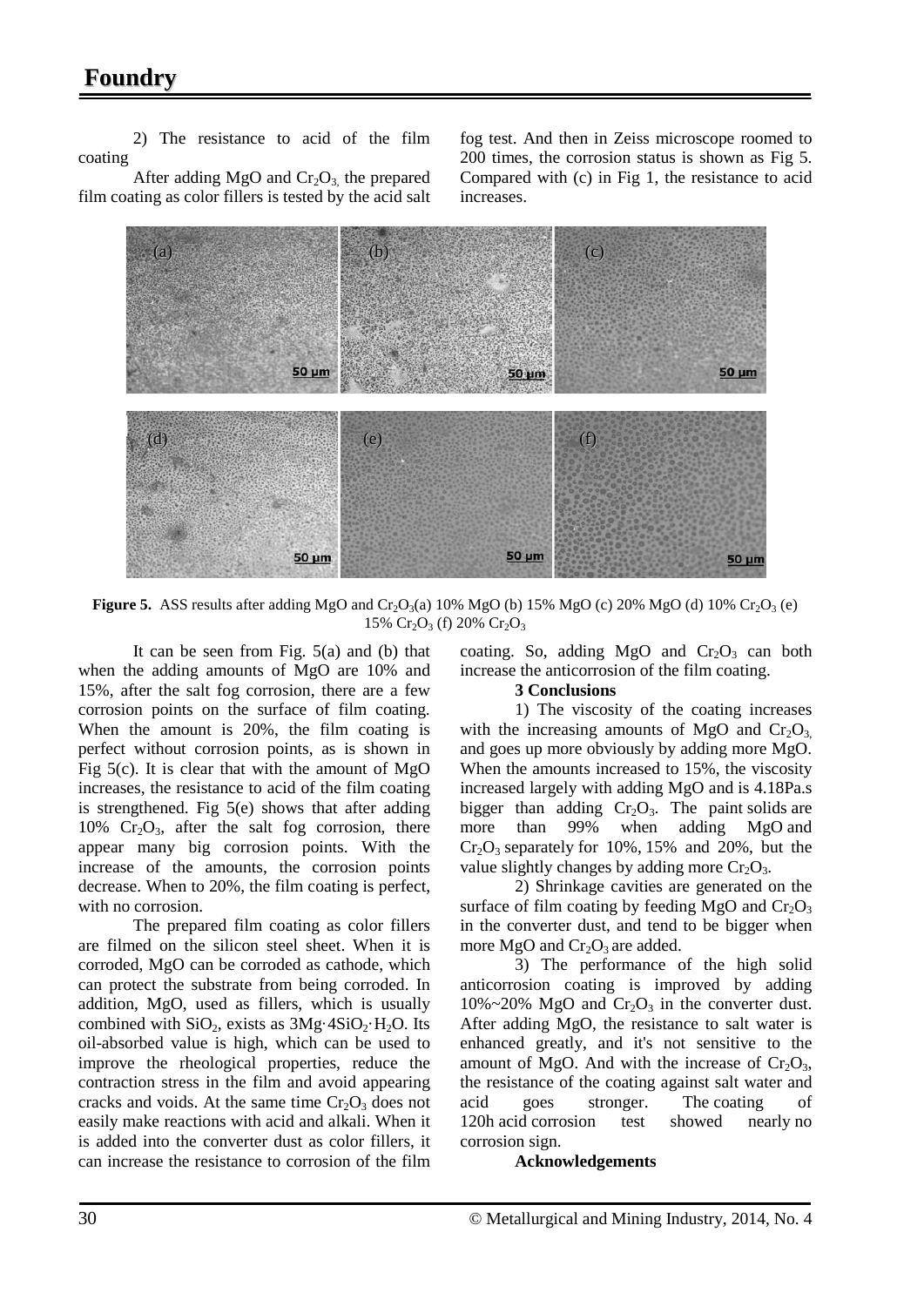2) The resistance to acid of the film coating

After adding MgO and $Cr_2O_3$, the prepared film coating as color fillers is tested by the acid salt fog test. And then in Zeiss microscope roomed to 200 times, the corrosion status is shown as Fig 5. Compared with (c) in Fig 1, the resistance to acid increases.

**Figure 5.** ASS results after adding MgO and $Cr_2O_3$(a) 10% MgO (b) 15% MgO (c) 20% MgO (d) 10% $Cr_2O_3$ (e) 15% $Cr_2O_3$ (f) 20% $Cr_2O_3$

It can be seen from Fig. 5(a) and (b) that when the adding amounts of MgO are 10% and 15%, after the salt fog corrosion, there are a few corrosion points on the surface of film coating. When the amount is 20%, the film coating is perfect without corrosion points, as is shown in Fig 5(c). It is clear that with the amount of MgO increases, the resistance to acid of the film coating is strengthened. Fig 5(e) shows that after adding 10% $Cr_2O_3$, after the salt fog corrosion, there appear many big corrosion points. With the increase of the amounts, the corrosion points decrease. When to 20%, the film coating is perfect, with no corrosion.

The prepared film coating as color fillers are filmed on the silicon steel sheet. When it is corroded, MgO can be corroded as cathode, which can protect the substrate from being corroded. In addition, MgO, used as fillers, which is usually combined with $SiO_2$, exists as $3Mg{\cdot}4SiO_2{\cdot}H_2O$. Its oil-absorbed value is high, which can be used to improve the rheological properties, reduce the contraction stress in the film and avoid appearing cracks and voids. At the same time $Cr_2O_3$ does not easily make reactions with acid and alkali. When it is added into the converter dust as color fillers, it can increase the resistance to corrosion of the film coating. So, adding MgO and $Cr_2O_3$ can both increase the anticorrosion of the film coating.

### 3 Conclusions

1) The viscosity of the coating increases with the increasing amounts of MgO and $Cr_2O_3$, and goes up more obviously by adding more MgO. When the amounts increased to 15%, the viscosity increased largely with adding MgO and is 4.18Pa.s bigger than adding $Cr_2O_3$. The paint solids are more than 99% when adding MgO and $Cr_2O_3$ separately for 10%, 15% and 20%, but the value slightly changes by adding more $Cr_2O_3$.

2) Shrinkage cavities are generated on the surface of film coating by feeding MgO and $Cr_2O_3$ in the converter dust, and tend to be bigger when more MgO and $Cr_2O_3$ are added.

3) The performance of the high solid anticorrosion coating is improved by adding 10%~20% MgO and $Cr_2O_3$ in the converter dust. After adding MgO, the resistance to salt water is enhanced greatly, and it's not sensitive to the amount of MgO. And with the increase of $Cr_2O_3$, the resistance of the coating against salt water and acid goes stronger. The coating of 120h acid corrosion test showed nearly no corrosion sign.

### Acknowledgements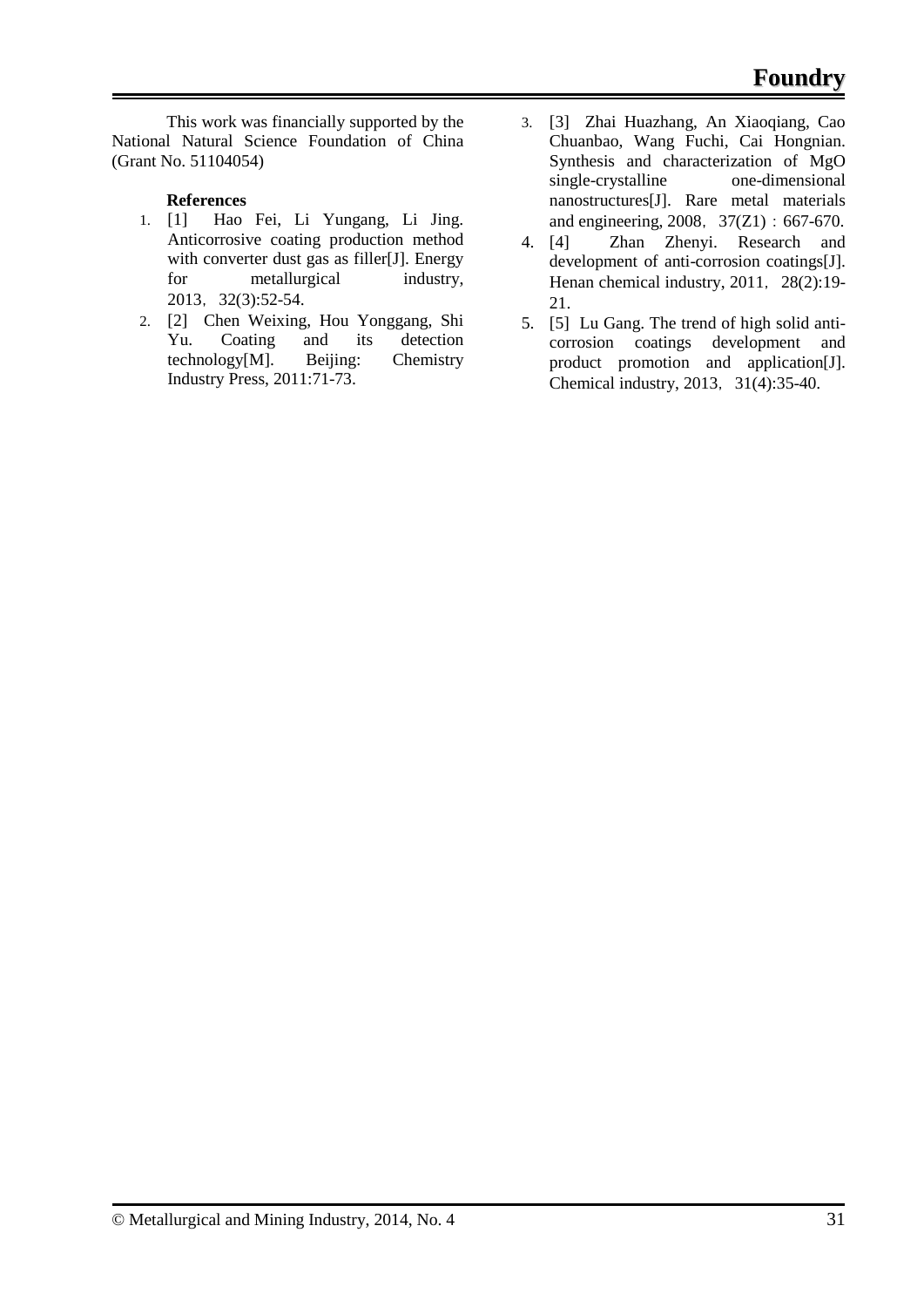This work was financially supported by the National Natural Science Foundation of China (Grant No. 51104054)

**References**

1. [1] Hao Fei, Li Yungang, Li Jing. Anticorrosive coating production method with converter dust gas as filler[J]. Energy for metallurgical industry, 2013，32(3):52-54.
2. [2] Chen Weixing, Hou Yonggang, Shi Yu. Coating and its detection technology[M]. Beijing: Chemistry Industry Press, 2011:71-73.
3. [3] Zhai Huazhang, An Xiaoqiang, Cao Chuanbao, Wang Fuchi, Cai Hongnian. Synthesis and characterization of MgO single-crystalline one-dimensional nanostructures[J]. Rare metal materials and engineering, 2008，37(Z1)：667-670.
4. [4] Zhan Zhenyi. Research and development of anti-corrosion coatings[J]. Henan chemical industry, 2011，28(2):19-21.
5. [5] Lu Gang. The trend of high solid anti-corrosion coatings development and product promotion and application[J]. Chemical industry, 2013，31(4):35-40.